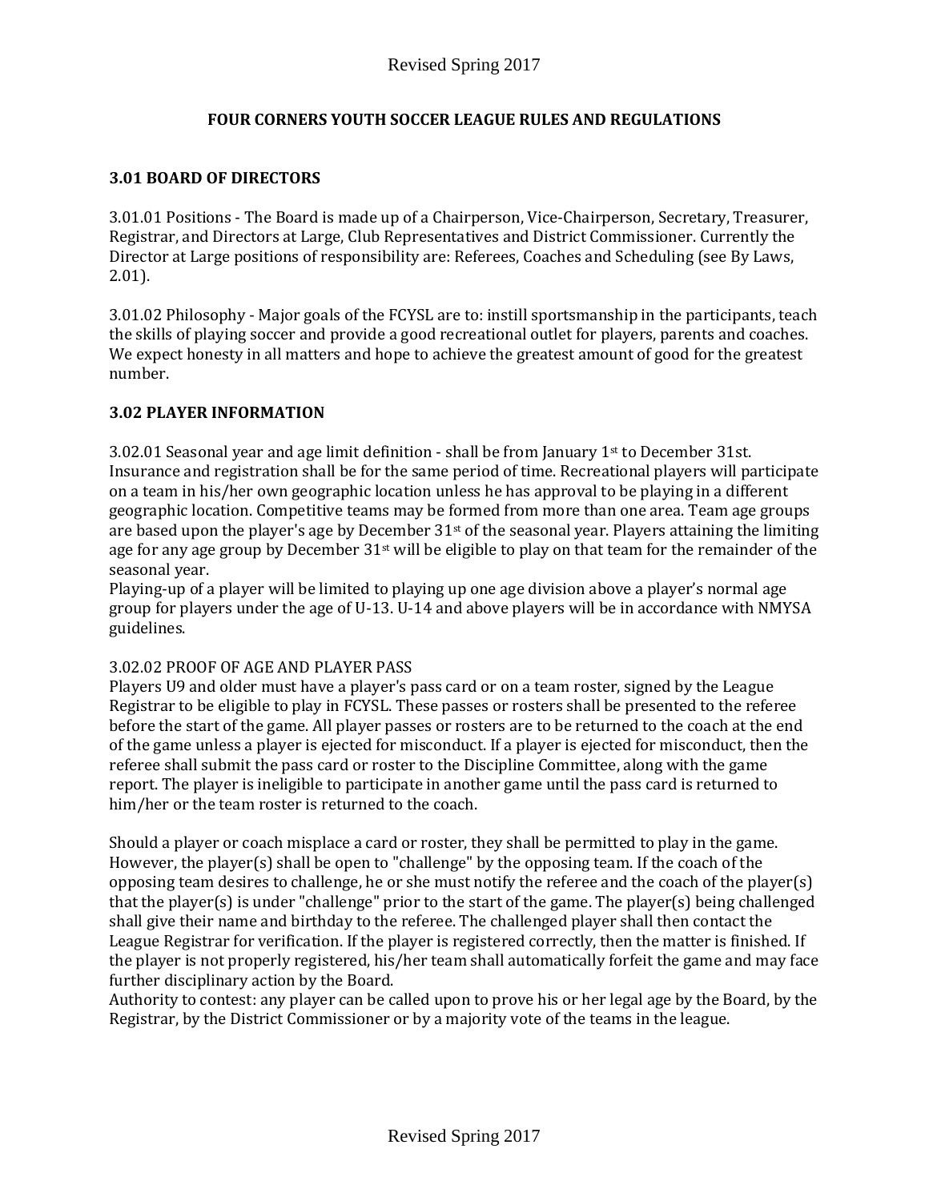# FOUR CORNERS YOUTH SOCCER LEAGUE RULES AND REGULATIONS

## 3.01 BOARD OF DIRECTORS

3.01.01 Positions - The Board is made up of a Chairperson, Vice-Chairperson, Secretary, Treasurer, Registrar, and Directors at Large, Club Representatives and District Commissioner. Currently the Director at Large positions of responsibility are: Referees, Coaches and Scheduling (see By Laws, 2.01).

3.01.02 Philosophy - Major goals of the FCYSL are to: instill sportsmanship in the participants, teach the skills of playing soccer and provide a good recreational outlet for players, parents and coaches. We expect honesty in all matters and hope to achieve the greatest amount of good for the greatest number.

## 3.02 PLAYER INFORMATION

3.02.01 Seasonal year and age limit definition - shall be from January 1st to December 31st. Insurance and registration shall be for the same period of time. Recreational players will participate on a team in his/her own geographic location unless he has approval to be playing in a different geographic location. Competitive teams may be formed from more than one area. Team age groups are based upon the player's age by December 31st of the seasonal year. Players attaining the limiting age for any age group by December 31st will be eligible to play on that team for the remainder of the seasonal year.
Playing-up of a player will be limited to playing up one age division above a player's normal age group for players under the age of U-13. U-14 and above players will be in accordance with NMYSA guidelines.

3.02.02 PROOF OF AGE AND PLAYER PASS
Players U9 and older must have a player's pass card or on a team roster, signed by the League Registrar to be eligible to play in FCYSL. These passes or rosters shall be presented to the referee before the start of the game. All player passes or rosters are to be returned to the coach at the end of the game unless a player is ejected for misconduct. If a player is ejected for misconduct, then the referee shall submit the pass card or roster to the Discipline Committee, along with the game report. The player is ineligible to participate in another game until the pass card is returned to him/her or the team roster is returned to the coach.

Should a player or coach misplace a card or roster, they shall be permitted to play in the game. However, the player(s) shall be open to "challenge" by the opposing team. If the coach of the opposing team desires to challenge, he or she must notify the referee and the coach of the player(s) that the player(s) is under "challenge" prior to the start of the game. The player(s) being challenged shall give their name and birthday to the referee. The challenged player shall then contact the League Registrar for verification. If the player is registered correctly, then the matter is finished. If the player is not properly registered, his/her team shall automatically forfeit the game and may face further disciplinary action by the Board.
Authority to contest: any player can be called upon to prove his or her legal age by the Board, by the Registrar, by the District Commissioner or by a majority vote of the teams in the league.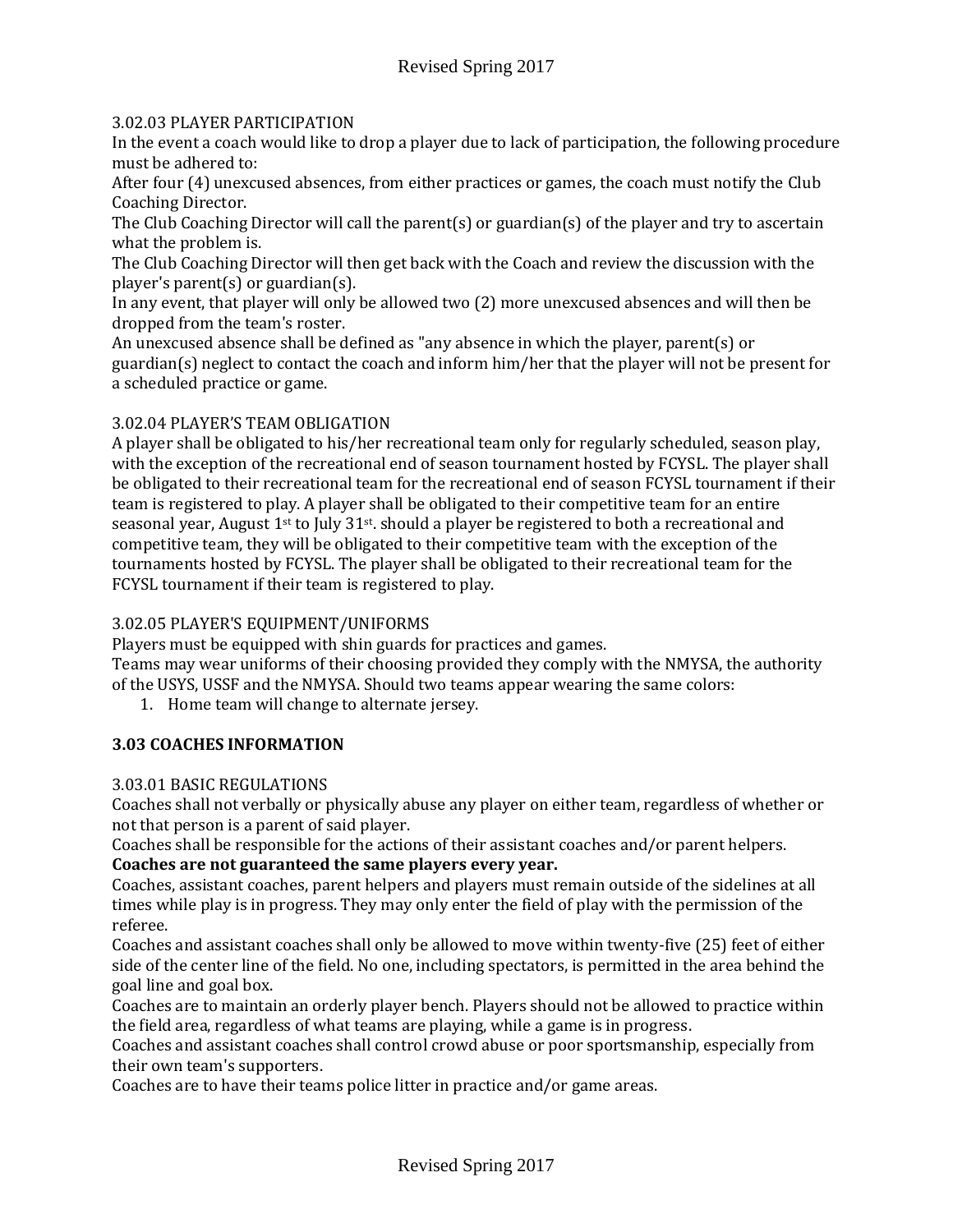3.02.03 PLAYER PARTICIPATION

In the event a coach would like to drop a player due to lack of participation, the following procedure must be adhered to:

After four (4) unexcused absences, from either practices or games, the coach must notify the Club Coaching Director.

The Club Coaching Director will call the parent(s) or guardian(s) of the player and try to ascertain what the problem is.

The Club Coaching Director will then get back with the Coach and review the discussion with the player's parent(s) or guardian(s).

In any event, that player will only be allowed two (2) more unexcused absences and will then be dropped from the team's roster.

An unexcused absence shall be defined as "any absence in which the player, parent(s) or guardian(s) neglect to contact the coach and inform him/her that the player will not be present for a scheduled practice or game.

3.02.04 PLAYER'S TEAM OBLIGATION

A player shall be obligated to his/her recreational team only for regularly scheduled, season play, with the exception of the recreational end of season tournament hosted by FCYSL. The player shall be obligated to their recreational team for the recreational end of season FCYSL tournament if their team is registered to play. A player shall be obligated to their competitive team for an entire seasonal year, August 1st to July 31st. should a player be registered to both a recreational and competitive team, they will be obligated to their competitive team with the exception of the tournaments hosted by FCYSL. The player shall be obligated to their recreational team for the FCYSL tournament if their team is registered to play.

3.02.05 PLAYER'S EQUIPMENT/UNIFORMS

Players must be equipped with shin guards for practices and games.

Teams may wear uniforms of their choosing provided they comply with the NMYSA, the authority of the USYS, USSF and the NMYSA. Should two teams appear wearing the same colors:

1. Home team will change to alternate jersey.

## 3.03 COACHES INFORMATION

3.03.01 BASIC REGULATIONS

Coaches shall not verbally or physically abuse any player on either team, regardless of whether or not that person is a parent of said player.

Coaches shall be responsible for the actions of their assistant coaches and/or parent helpers.

**Coaches are not guaranteed the same players every year.**

Coaches, assistant coaches, parent helpers and players must remain outside of the sidelines at all times while play is in progress. They may only enter the field of play with the permission of the referee.

Coaches and assistant coaches shall only be allowed to move within twenty-five (25) feet of either side of the center line of the field. No one, including spectators, is permitted in the area behind the goal line and goal box.

Coaches are to maintain an orderly player bench. Players should not be allowed to practice within the field area, regardless of what teams are playing, while a game is in progress.

Coaches and assistant coaches shall control crowd abuse or poor sportsmanship, especially from their own team's supporters.

Coaches are to have their teams police litter in practice and/or game areas.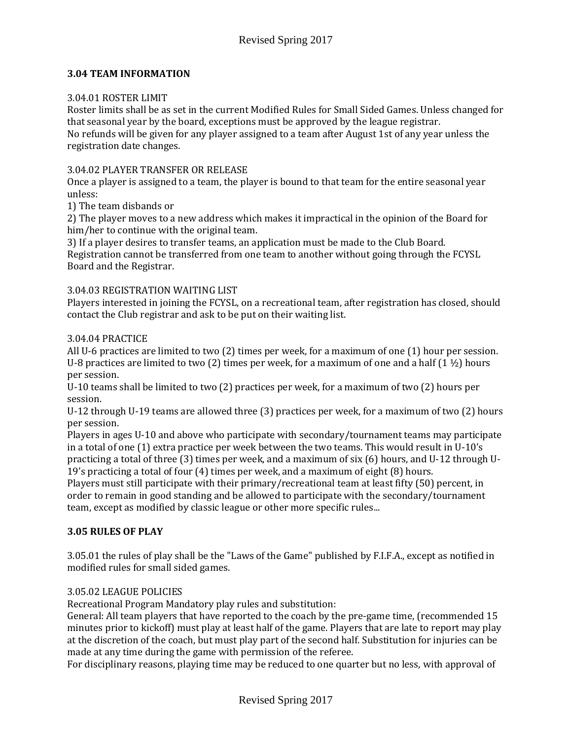### 3.04 TEAM INFORMATION

3.04.01 ROSTER LIMIT
Roster limits shall be as set in the current Modified Rules for Small Sided Games. Unless changed for that seasonal year by the board, exceptions must be approved by the league registrar.
No refunds will be given for any player assigned to a team after August 1st of any year unless the registration date changes.

3.04.02 PLAYER TRANSFER OR RELEASE
Once a player is assigned to a team, the player is bound to that team for the entire seasonal year unless:
1) The team disbands or
2) The player moves to a new address which makes it impractical in the opinion of the Board for him/her to continue with the original team.
3) If a player desires to transfer teams, an application must be made to the Club Board.
Registration cannot be transferred from one team to another without going through the FCYSL Board and the Registrar.

3.04.03 REGISTRATION WAITING LIST
Players interested in joining the FCYSL, on a recreational team, after registration has closed, should contact the Club registrar and ask to be put on their waiting list.

3.04.04 PRACTICE
All U-6 practices are limited to two (2) times per week, for a maximum of one (1) hour per session.
U-8 practices are limited to two (2) times per week, for a maximum of one and a half (1 ½) hours per session.
U-10 teams shall be limited to two (2) practices per week, for a maximum of two (2) hours per session.
U-12 through U-19 teams are allowed three (3) practices per week, for a maximum of two (2) hours per session.
Players in ages U-10 and above who participate with secondary/tournament teams may participate in a total of one (1) extra practice per week between the two teams. This would result in U-10's practicing a total of three (3) times per week, and a maximum of six (6) hours, and U-12 through U-19's practicing a total of four (4) times per week, and a maximum of eight (8) hours.
Players must still participate with their primary/recreational team at least fifty (50) percent, in order to remain in good standing and be allowed to participate with the secondary/tournament team, except as modified by classic league or other more specific rules...

### 3.05 RULES OF PLAY

3.05.01 the rules of play shall be the "Laws of the Game" published by F.I.F.A., except as notified in modified rules for small sided games.

3.05.02 LEAGUE POLICIES
Recreational Program Mandatory play rules and substitution:
General: All team players that have reported to the coach by the pre-game time, (recommended 15 minutes prior to kickoff) must play at least half of the game. Players that are late to report may play at the discretion of the coach, but must play part of the second half. Substitution for injuries can be made at any time during the game with permission of the referee.
For disciplinary reasons, playing time may be reduced to one quarter but no less, with approval of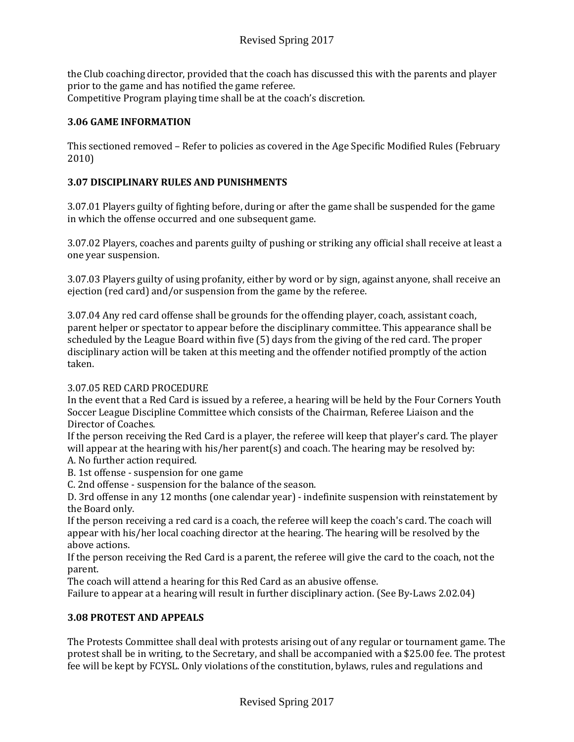the Club coaching director, provided that the coach has discussed this with the parents and player prior to the game and has notified the game referee.
Competitive Program playing time shall be at the coach's discretion.

### 3.06 GAME INFORMATION

This sectioned removed – Refer to policies as covered in the Age Specific Modified Rules (February 2010)

### 3.07 DISCIPLINARY RULES AND PUNISHMENTS

3.07.01 Players guilty of fighting before, during or after the game shall be suspended for the game in which the offense occurred and one subsequent game.

3.07.02 Players, coaches and parents guilty of pushing or striking any official shall receive at least a one year suspension.

3.07.03 Players guilty of using profanity, either by word or by sign, against anyone, shall receive an ejection (red card) and/or suspension from the game by the referee.

3.07.04 Any red card offense shall be grounds for the offending player, coach, assistant coach, parent helper or spectator to appear before the disciplinary committee. This appearance shall be scheduled by the League Board within five (5) days from the giving of the red card. The proper disciplinary action will be taken at this meeting and the offender notified promptly of the action taken.

3.07.05 RED CARD PROCEDURE
In the event that a Red Card is issued by a referee, a hearing will be held by the Four Corners Youth Soccer League Discipline Committee which consists of the Chairman, Referee Liaison and the Director of Coaches.
If the person receiving the Red Card is a player, the referee will keep that player's card. The player will appear at the hearing with his/her parent(s) and coach. The hearing may be resolved by:
A. No further action required.
B. 1st offense - suspension for one game
C. 2nd offense - suspension for the balance of the season.
D. 3rd offense in any 12 months (one calendar year) - indefinite suspension with reinstatement by the Board only.
If the person receiving a red card is a coach, the referee will keep the coach's card. The coach will appear with his/her local coaching director at the hearing. The hearing will be resolved by the above actions.
If the person receiving the Red Card is a parent, the referee will give the card to the coach, not the parent.
The coach will attend a hearing for this Red Card as an abusive offense.
Failure to appear at a hearing will result in further disciplinary action. (See By-Laws 2.02.04)

### 3.08 PROTEST AND APPEALS

The Protests Committee shall deal with protests arising out of any regular or tournament game. The protest shall be in writing, to the Secretary, and shall be accompanied with a $25.00 fee. The protest fee will be kept by FCYSL. Only violations of the constitution, bylaws, rules and regulations and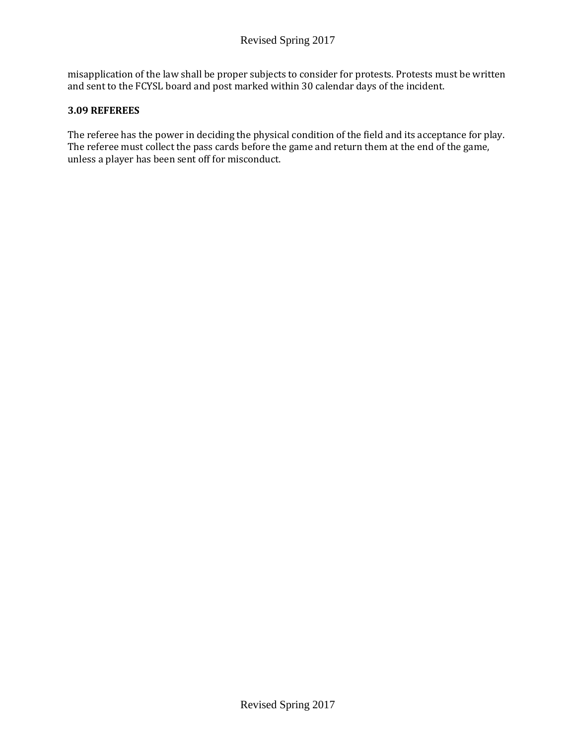misapplication of the law shall be proper subjects to consider for protests. Protests must be written and sent to the FCYSL board and post marked within 30 calendar days of the incident.

**3.09 REFEREES**

The referee has the power in deciding the physical condition of the field and its acceptance for play. The referee must collect the pass cards before the game and return them at the end of the game, unless a player has been sent off for misconduct.